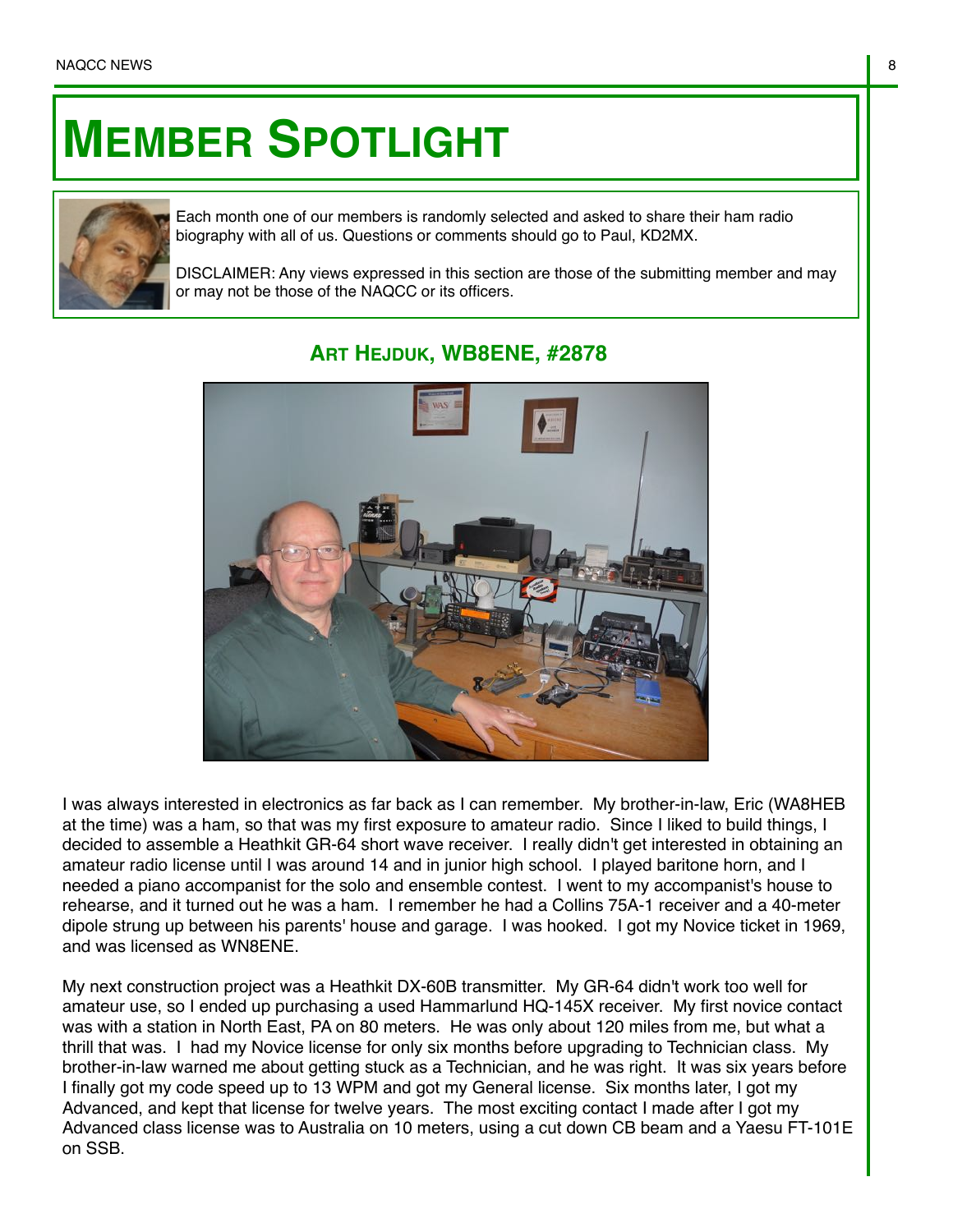# Member Spotlight

Each month one of our members is randomly selected and asked to share their ham radio biography with all of us. Questions or comments should go to Paul, KD2MX.

DISCLAIMER: Any views expressed in this section are those of the submitting member and may or may not be those of the NAQCC or its officers.

## Art Hejduk, WB8ENE, #2878

I was always interested in electronics as far back as I can remember. My brother-in-law, Eric (WA8HEB at the time) was a ham, so that was my first exposure to amateur radio. Since I liked to build things, I decided to assemble a Heathkit GR-64 short wave receiver. I really didn't get interested in obtaining an amateur radio license until I was around 14 and in junior high school. I played baritone horn, and I needed a piano accompanist for the solo and ensemble contest. I went to my accompanist's house to rehearse, and it turned out he was a ham. I remember he had a Collins 75A-1 receiver and a 40-meter dipole strung up between his parents' house and garage. I was hooked. I got my Novice ticket in 1969, and was licensed as WN8ENE.

My next construction project was a Heathkit DX-60B transmitter. My GR-64 didn't work too well for amateur use, so I ended up purchasing a used Hammarlund HQ-145X receiver. My first novice contact was with a station in North East, PA on 80 meters. He was only about 120 miles from me, but what a thrill that was. I had my Novice license for only six months before upgrading to Technician class. My brother-in-law warned me about getting stuck as a Technician, and he was right. It was six years before I finally got my code speed up to 13 WPM and got my General license. Six months later, I got my Advanced, and kept that license for twelve years. The most exciting contact I made after I got my Advanced class license was to Australia on 10 meters, using a cut down CB beam and a Yaesu FT-101E on SSB.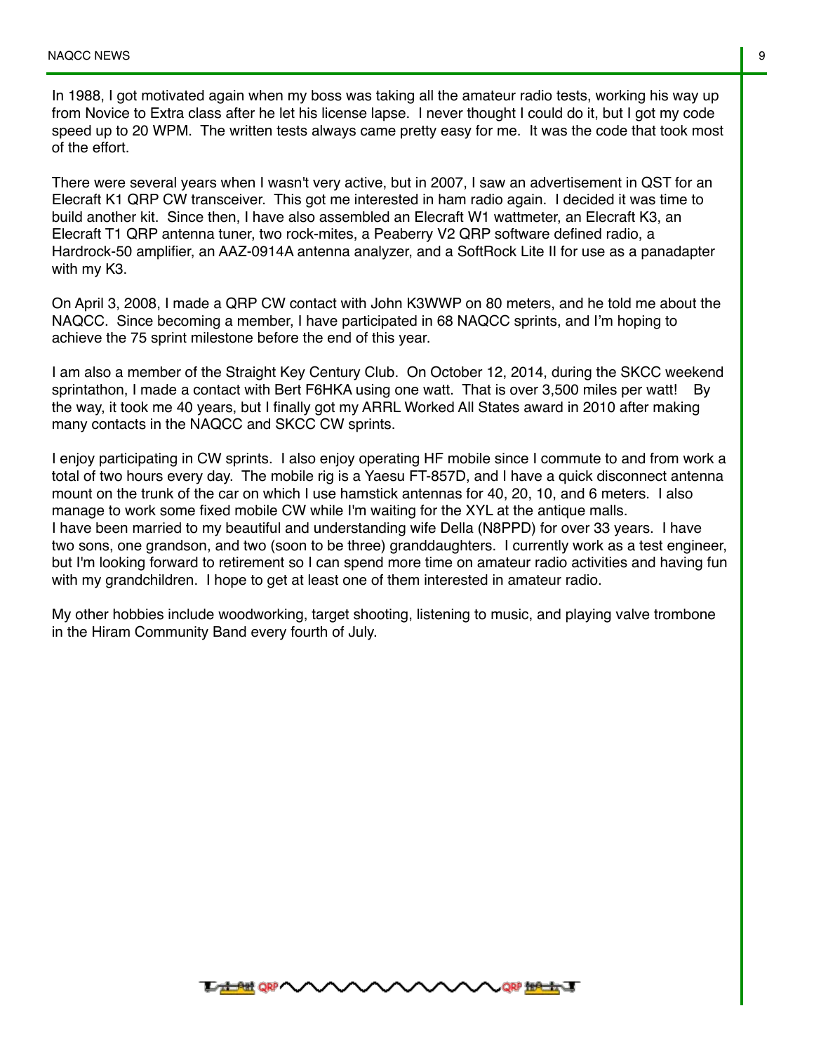In 1988, I got motivated again when my boss was taking all the amateur radio tests, working his way up from Novice to Extra class after he let his license lapse. I never thought I could do it, but I got my code speed up to 20 WPM. The written tests always came pretty easy for me. It was the code that took most of the effort.

There were several years when I wasn't very active, but in 2007, I saw an advertisement in QST for an Elecraft K1 QRP CW transceiver. This got me interested in ham radio again. I decided it was time to build another kit. Since then, I have also assembled an Elecraft W1 wattmeter, an Elecraft K3, an Elecraft T1 QRP antenna tuner, two rock-mites, a Peaberry V2 QRP software defined radio, a Hardrock-50 amplifier, an AAZ-0914A antenna analyzer, and a SoftRock Lite II for use as a panadapter with my K3.

On April 3, 2008, I made a QRP CW contact with John K3WWP on 80 meters, and he told me about the NAQCC. Since becoming a member, I have participated in 68 NAQCC sprints, and I'm hoping to achieve the 75 sprint milestone before the end of this year.

I am also a member of the Straight Key Century Club. On October 12, 2014, during the SKCC weekend sprintathon, I made a contact with Bert F6HKA using one watt. That is over 3,500 miles per watt! By the way, it took me 40 years, but I finally got my ARRL Worked All States award in 2010 after making many contacts in the NAQCC and SKCC CW sprints.

I enjoy participating in CW sprints. I also enjoy operating HF mobile since I commute to and from work a total of two hours every day. The mobile rig is a Yaesu FT-857D, and I have a quick disconnect antenna mount on the trunk of the car on which I use hamstick antennas for 40, 20, 10, and 6 meters. I also manage to work some fixed mobile CW while I'm waiting for the XYL at the antique malls.
I have been married to my beautiful and understanding wife Della (N8PPD) for over 33 years. I have two sons, one grandson, and two (soon to be three) granddaughters. I currently work as a test engineer, but I'm looking forward to retirement so I can spend more time on amateur radio activities and having fun with my grandchildren. I hope to get at least one of them interested in amateur radio.

My other hobbies include woodworking, target shooting, listening to music, and playing valve trombone in the Hiram Community Band every fourth of July.